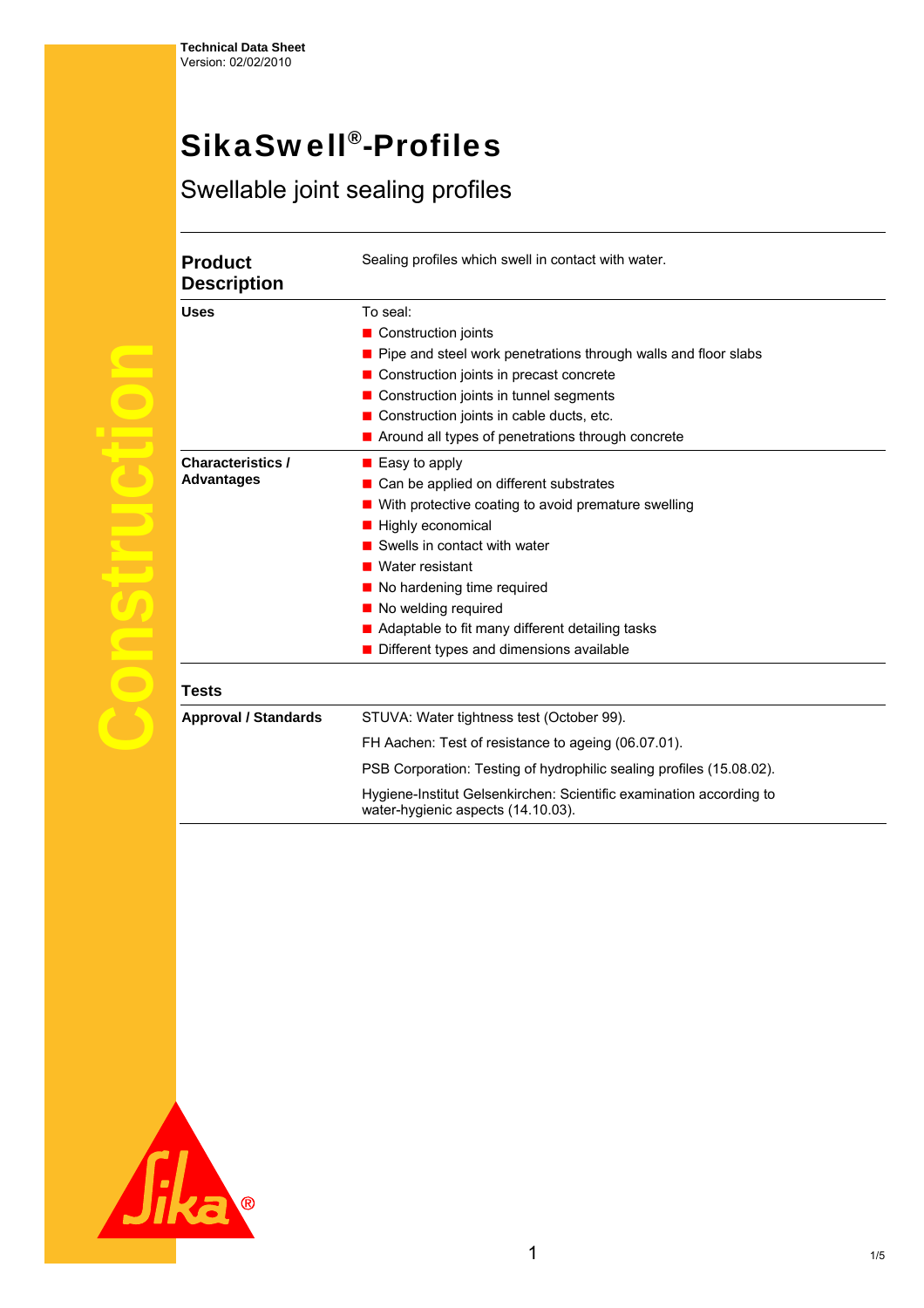Technical Data Sheet
Version: 02/02/2010

# SikaSwell®-Profiles

## Swellable joint sealing profiles

| | |
|---|---|
| **Product Description** | Sealing profiles which swell in contact with water. |
| **Uses** | To seal:<br>- Construction joints<br>- Pipe and steel work penetrations through walls and floor slabs<br>- Construction joints in precast concrete<br>- Construction joints in tunnel segments<br>- Construction joints in cable ducts, etc.<br>- Around all types of penetrations through concrete |
| **Characteristics / Advantages** | - Easy to apply<br>- Can be applied on different substrates<br>- With protective coating to avoid premature swelling<br>- Highly economical<br>- Swells in contact with water<br>- Water resistant<br>- No hardening time required<br>- No welding required<br>- Adaptable to fit many different detailing tasks<br>- Different types and dimensions available |

## Tests

| | |
|---|---|
| **Approval / Standards** | STUVA: Water tightness test (October 99).<br>FH Aachen: Test of resistance to ageing (06.07.01).<br>PSB Corporation: Testing of hydrophilic sealing profiles (15.08.02).<br>Hygiene-Institut Gelsenkirchen: Scientific examination according to water-hygienic aspects (14.10.03). |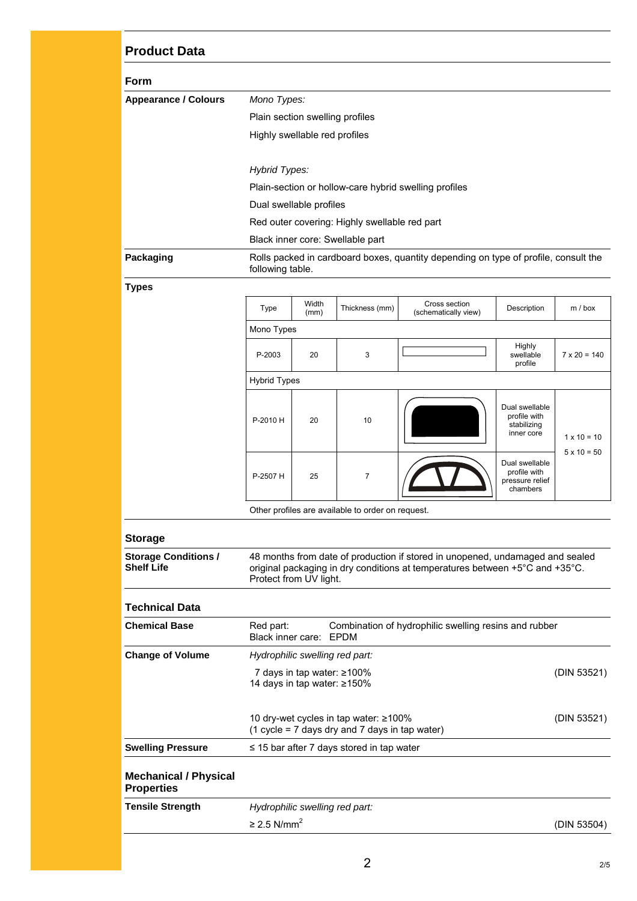## Product Data

### Form

**Appearance / Colours**

*Mono Types:*

Plain section swelling profiles

Highly swellable red profiles

*Hybrid Types:*

Plain-section or hollow-care hybrid swelling profiles

Dual swellable profiles

Red outer covering: Highly swellable red part

Black inner core: Swellable part

**Packaging**

Rolls packed in cardboard boxes, quantity depending on type of profile, consult the following table.

**Types**

| Type | Width (mm) | Thickness (mm) | Cross section (schematically view) | Description | m / box |
|---|---|---|---|---|---|
| Mono Types | | | | | |
| P-2003 | 20 | 3 | | Highly swellable profile | 7 x 20 = 140 |
| Hybrid Types | | | | | |
| P-2010 H | 20 | 10 | | Dual swellable profile with stabilizing inner core | 1 x 10 = 10 |
| P-2507 H | 25 | 7 | | Dual swellable profile with pressure relief chambers | 5 x 10 = 50 |

Other profiles are available to order on request.

### Storage

**Storage Conditions / Shelf Life**

48 months from date of production if stored in unopened, undamaged and sealed original packaging in dry conditions at temperatures between +5°C and +35°C. Protect from UV light.

### Technical Data

**Chemical Base**

Red part: Combination of hydrophilic swelling resins and rubber
Black inner care: EPDM

**Change of Volume**

*Hydrophilic swelling red part:*

7 days in tap water: ≥100% (DIN 53521)
14 days in tap water: ≥150%

10 dry-wet cycles in tap water: ≥100% (DIN 53521)
(1 cycle = 7 days dry and 7 days in tap water)

**Swelling Pressure**

≤ 15 bar after 7 days stored in tap water

### Mechanical / Physical Properties

**Tensile Strength**

*Hydrophilic swelling red part:*

≥ 2.5 N/mm$^2$ (DIN 53504)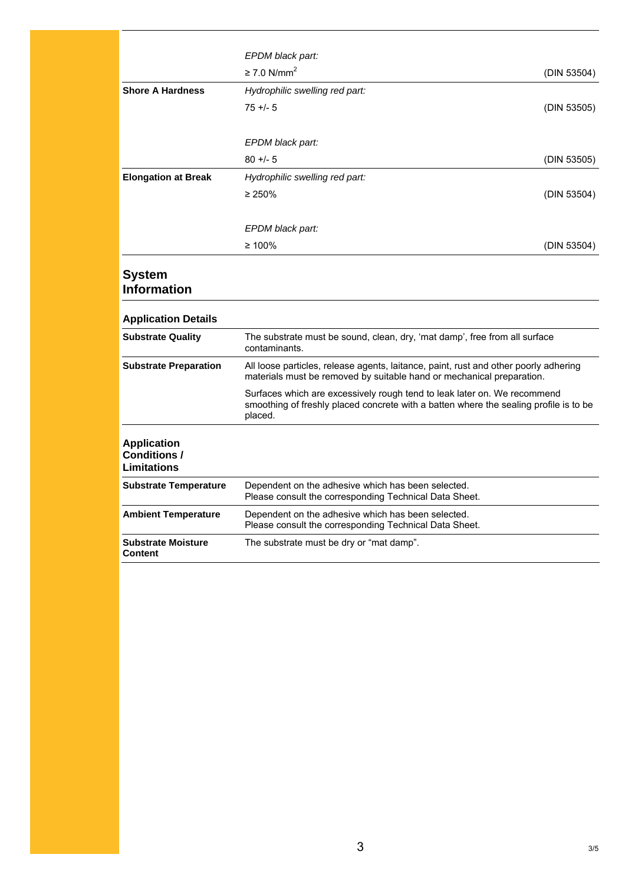| | | |
|---|---|---|
| | *EPDM black part:* | |
| | ≥ 7.0 N/mm$^2$ | (DIN 53504) |
| **Shore A Hardness** | *Hydrophilic swelling red part:* | |
| | 75 +/- 5 | (DIN 53505) |
| | *EPDM black part:* | |
| | 80 +/- 5 | (DIN 53505) |
| **Elongation at Break** | *Hydrophilic swelling red part:* | |
| | ≥ 250% | (DIN 53504) |
| | *EPDM black part:* | |
| | ≥ 100% | (DIN 53504) |

## System Information

### Application Details

| | |
|---|---|
| **Substrate Quality** | The substrate must be sound, clean, dry, 'mat damp', free from all surface contaminants. |
| **Substrate Preparation** | All loose particles, release agents, laitance, paint, rust and other poorly adhering materials must be removed by suitable hand or mechanical preparation.<br><br>Surfaces which are excessively rough tend to leak later on. We recommend smoothing of freshly placed concrete with a batten where the sealing profile is to be placed. |

### Application Conditions / Limitations

| | |
|---|---|
| **Substrate Temperature** | Dependent on the adhesive which has been selected. Please consult the corresponding Technical Data Sheet. |
| **Ambient Temperature** | Dependent on the adhesive which has been selected. Please consult the corresponding Technical Data Sheet. |
| **Substrate Moisture Content** | The substrate must be dry or "mat damp". |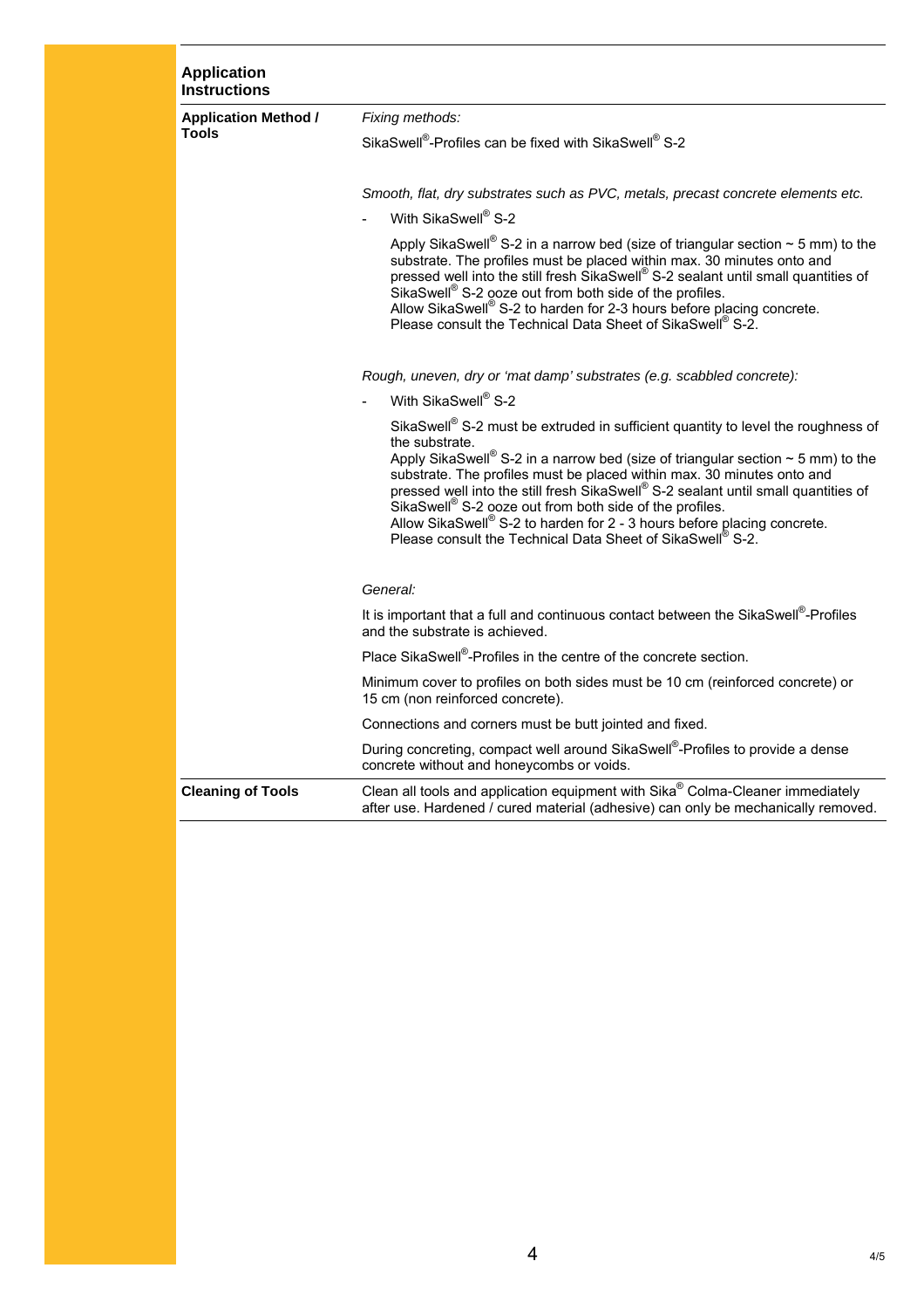## Application Instructions

**Application Method / Tools**

*Fixing methods:*

SikaSwell®-Profiles can be fixed with SikaSwell® S-2

*Smooth, flat, dry substrates such as PVC, metals, precast concrete elements etc.*

- With SikaSwell® S-2

  Apply SikaSwell® S-2 in a narrow bed (size of triangular section ~ 5 mm) to the substrate. The profiles must be placed within max. 30 minutes onto and pressed well into the still fresh SikaSwell® S-2 sealant until small quantities of SikaSwell® S-2 ooze out from both side of the profiles.
  Allow SikaSwell® S-2 to harden for 2-3 hours before placing concrete.
  Please consult the Technical Data Sheet of SikaSwell® S-2.

*Rough, uneven, dry or 'mat damp' substrates (e.g. scabbled concrete):*

- With SikaSwell® S-2

  SikaSwell® S-2 must be extruded in sufficient quantity to level the roughness of the substrate.
  Apply SikaSwell® S-2 in a narrow bed (size of triangular section ~ 5 mm) to the substrate. The profiles must be placed within max. 30 minutes onto and pressed well into the still fresh SikaSwell® S-2 sealant until small quantities of SikaSwell® S-2 ooze out from both side of the profiles.
  Allow SikaSwell® S-2 to harden for 2 - 3 hours before placing concrete.
  Please consult the Technical Data Sheet of SikaSwell® S-2.

*General:*

It is important that a full and continuous contact between the SikaSwell®-Profiles and the substrate is achieved.

Place SikaSwell®-Profiles in the centre of the concrete section.

Minimum cover to profiles on both sides must be 10 cm (reinforced concrete) or 15 cm (non reinforced concrete).

Connections and corners must be butt jointed and fixed.

During concreting, compact well around SikaSwell®-Profiles to provide a dense concrete without and honeycombs or voids.

**Cleaning of Tools**

Clean all tools and application equipment with Sika® Colma-Cleaner immediately after use. Hardened / cured material (adhesive) can only be mechanically removed.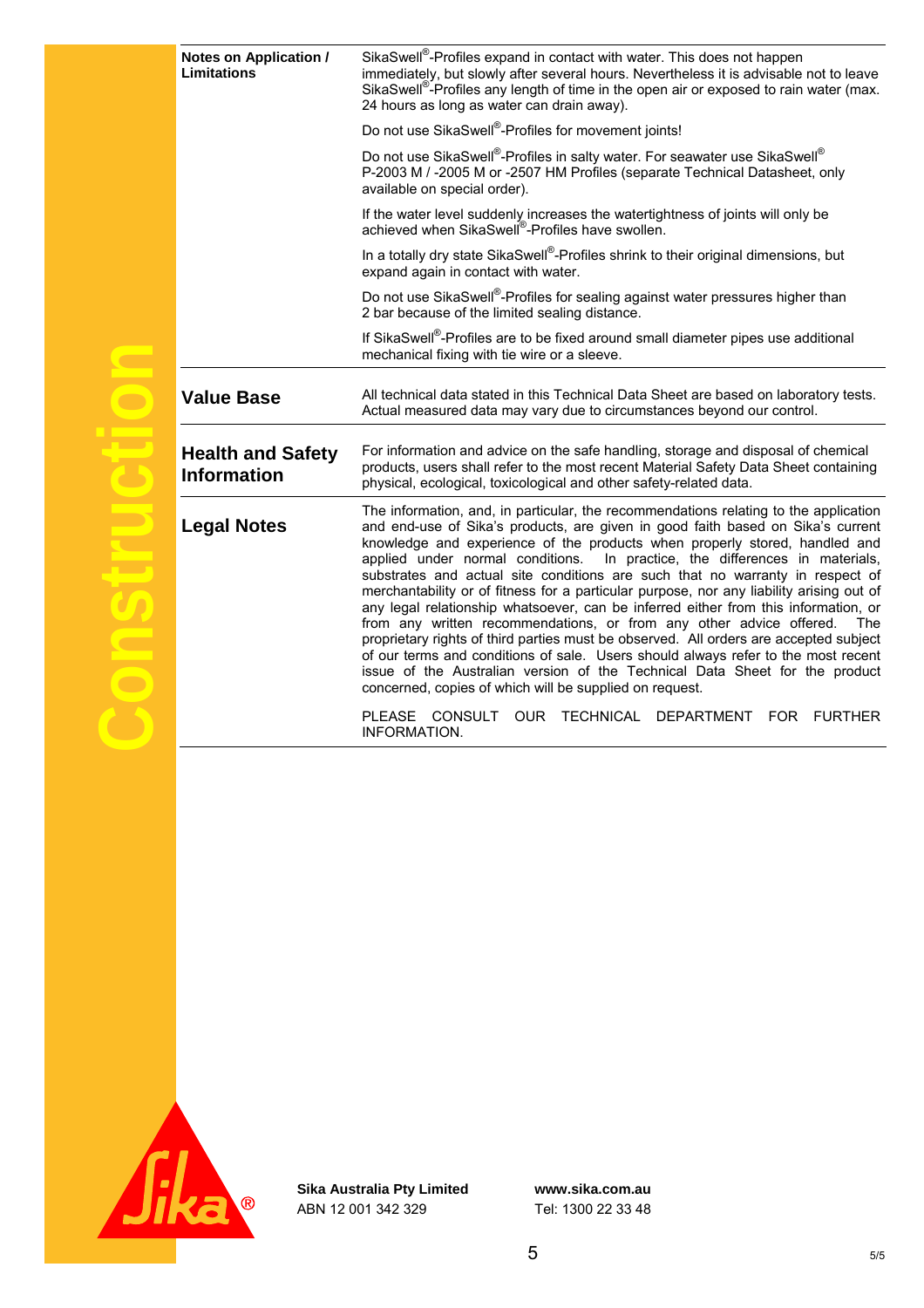**Notes on Application / Limitations**

SikaSwell®-Profiles expand in contact with water. This does not happen immediately, but slowly after several hours. Nevertheless it is advisable not to leave SikaSwell®-Profiles any length of time in the open air or exposed to rain water (max. 24 hours as long as water can drain away).

Do not use SikaSwell®-Profiles for movement joints!

Do not use SikaSwell®-Profiles in salty water. For seawater use SikaSwell® P-2003 M / -2005 M or -2507 HM Profiles (separate Technical Datasheet, only available on special order).

If the water level suddenly increases the watertightness of joints will only be achieved when SikaSwell®-Profiles have swollen.

In a totally dry state SikaSwell®-Profiles shrink to their original dimensions, but expand again in contact with water.

Do not use SikaSwell®-Profiles for sealing against water pressures higher than 2 bar because of the limited sealing distance.

If SikaSwell®-Profiles are to be fixed around small diameter pipes use additional mechanical fixing with tie wire or a sleeve.

## Value Base

All technical data stated in this Technical Data Sheet are based on laboratory tests. Actual measured data may vary due to circumstances beyond our control.

## Health and Safety Information

For information and advice on the safe handling, storage and disposal of chemical products, users shall refer to the most recent Material Safety Data Sheet containing physical, ecological, toxicological and other safety-related data.

## Legal Notes

The information, and, in particular, the recommendations relating to the application and end-use of Sika's products, are given in good faith based on Sika's current knowledge and experience of the products when properly stored, handled and applied under normal conditions. In practice, the differences in materials, substrates and actual site conditions are such that no warranty in respect of merchantability or of fitness for a particular purpose, nor any liability arising out of any legal relationship whatsoever, can be inferred either from this information, or from any written recommendations, or from any other advice offered. The proprietary rights of third parties must be observed. All orders are accepted subject of our terms and conditions of sale. Users should always refer to the most recent issue of the Australian version of the Technical Data Sheet for the product concerned, copies of which will be supplied on request.

PLEASE CONSULT OUR TECHNICAL DEPARTMENT FOR FURTHER INFORMATION.

**Sika Australia Pty Limited**
ABN 12 001 342 329

**www.sika.com.au**
Tel: 1300 22 33 48